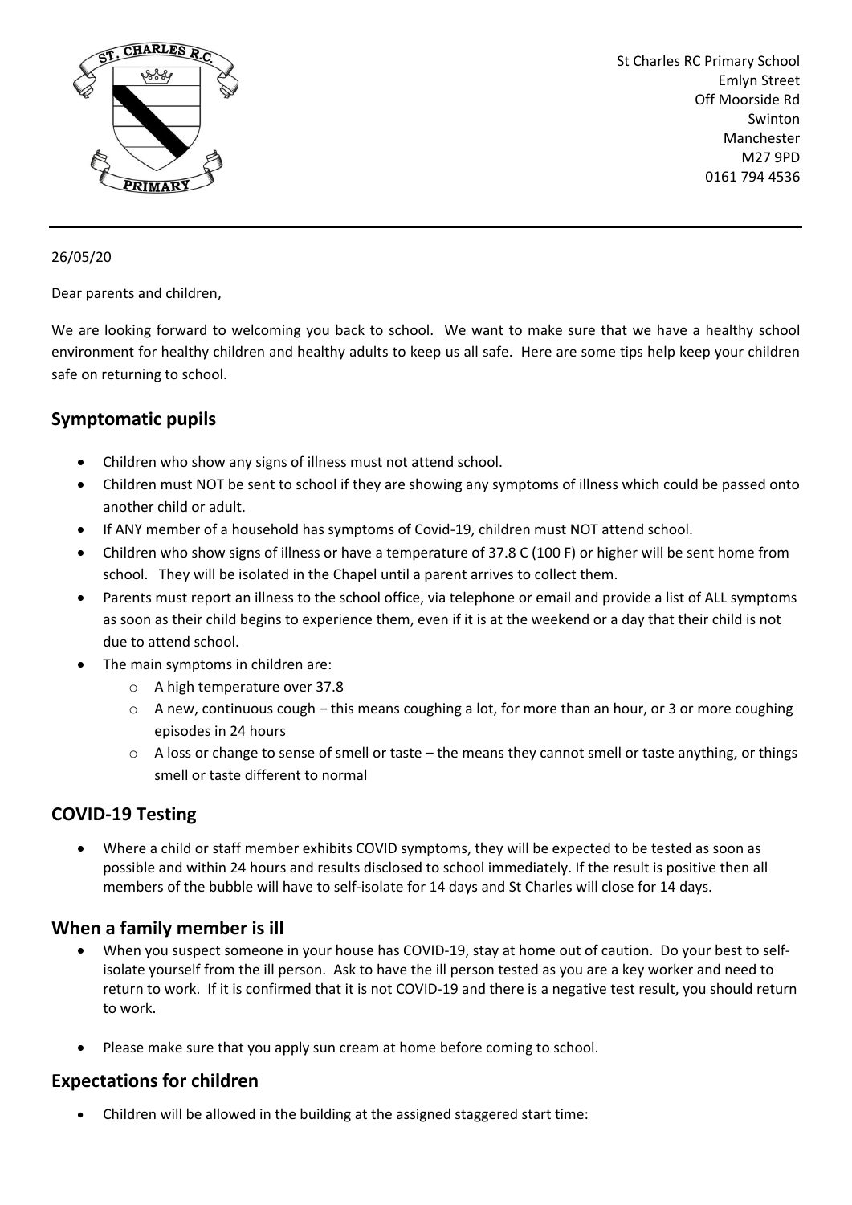St Charles RC Primary School
Emlyn Street
Off Moorside Rd
Swinton
Manchester
M27 9PD
0161 794 4536

26/05/20

Dear parents and children,

We are looking forward to welcoming you back to school. We want to make sure that we have a healthy school environment for healthy children and healthy adults to keep us all safe. Here are some tips help keep your children safe on returning to school.

## Symptomatic pupils

- Children who show any signs of illness must not attend school.
- Children must NOT be sent to school if they are showing any symptoms of illness which could be passed onto another child or adult.
- If ANY member of a household has symptoms of Covid-19, children must NOT attend school.
- Children who show signs of illness or have a temperature of 37.8 C (100 F) or higher will be sent home from school. They will be isolated in the Chapel until a parent arrives to collect them.
- Parents must report an illness to the school office, via telephone or email and provide a list of ALL symptoms as soon as their child begins to experience them, even if it is at the weekend or a day that their child is not due to attend school.
- The main symptoms in children are:
  - A high temperature over 37.8
  - A new, continuous cough – this means coughing a lot, for more than an hour, or 3 or more coughing episodes in 24 hours
  - A loss or change to sense of smell or taste – the means they cannot smell or taste anything, or things smell or taste different to normal

## COVID-19 Testing

- Where a child or staff member exhibits COVID symptoms, they will be expected to be tested as soon as possible and within 24 hours and results disclosed to school immediately. If the result is positive then all members of the bubble will have to self-isolate for 14 days and St Charles will close for 14 days.

## When a family member is ill

- When you suspect someone in your house has COVID-19, stay at home out of caution. Do your best to self-isolate yourself from the ill person. Ask to have the ill person tested as you are a key worker and need to return to work. If it is confirmed that it is not COVID-19 and there is a negative test result, you should return to work.

- Please make sure that you apply sun cream at home before coming to school.

## Expectations for children

- Children will be allowed in the building at the assigned staggered start time: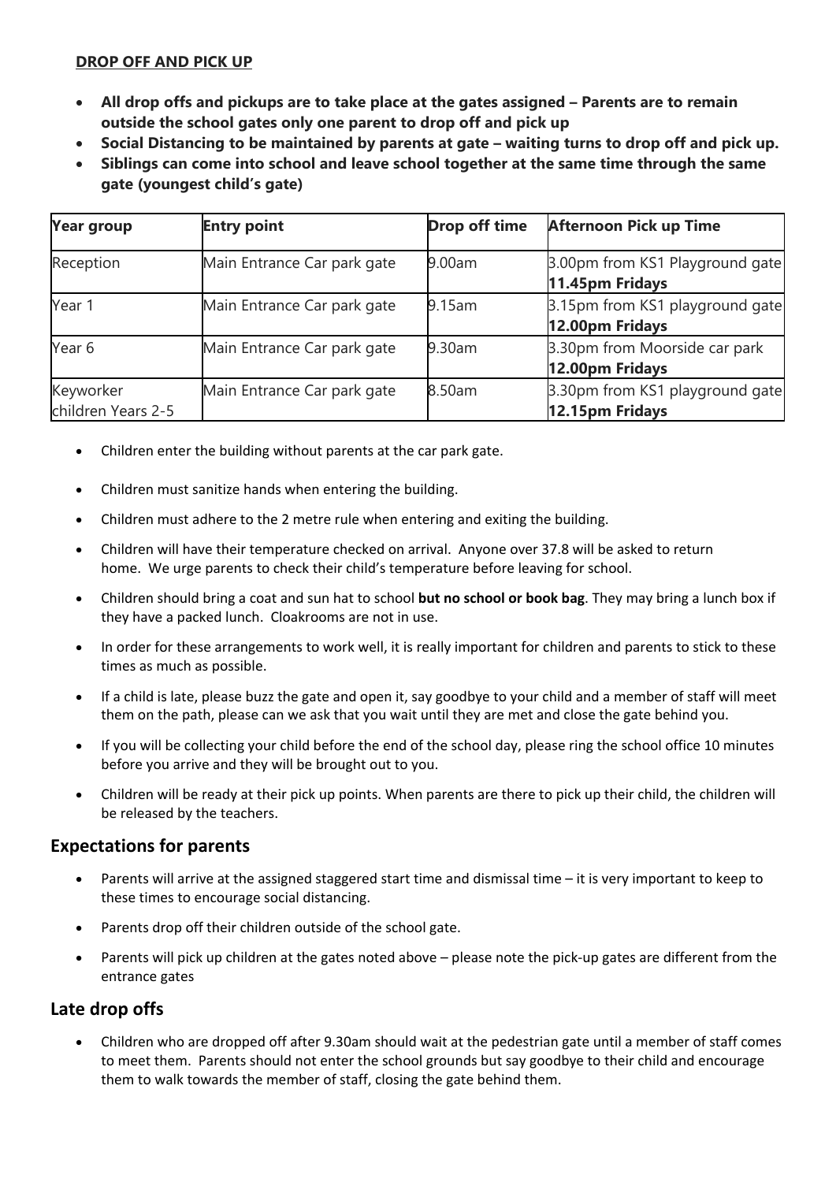**DROP OFF AND PICK UP**

- **All drop offs and pickups are to take place at the gates assigned – Parents are to remain outside the school gates only one parent to drop off and pick up**
- **Social Distancing to be maintained by parents at gate – waiting turns to drop off and pick up.**
- **Siblings can come into school and leave school together at the same time through the same gate (youngest child's gate)**

| Year group | Entry point | Drop off time | Afternoon Pick up Time |
|---|---|---|---|
| Reception | Main Entrance Car park gate | 9.00am | 3.00pm from KS1 Playground gate **11.45pm Fridays** |
| Year 1 | Main Entrance Car park gate | 9.15am | 3.15pm from KS1 playground gate **12.00pm Fridays** |
| Year 6 | Main Entrance Car park gate | 9.30am | 3.30pm from Moorside car park **12.00pm Fridays** |
| Keyworker children Years 2-5 | Main Entrance Car park gate | 8.50am | 3.30pm from KS1 playground gate **12.15pm Fridays** |

- Children enter the building without parents at the car park gate.
- Children must sanitize hands when entering the building.
- Children must adhere to the 2 metre rule when entering and exiting the building.
- Children will have their temperature checked on arrival. Anyone over 37.8 will be asked to return home. We urge parents to check their child's temperature before leaving for school.
- Children should bring a coat and sun hat to school **but no school or book bag**. They may bring a lunch box if they have a packed lunch. Cloakrooms are not in use.
- In order for these arrangements to work well, it is really important for children and parents to stick to these times as much as possible.
- If a child is late, please buzz the gate and open it, say goodbye to your child and a member of staff will meet them on the path, please can we ask that you wait until they are met and close the gate behind you.
- If you will be collecting your child before the end of the school day, please ring the school office 10 minutes before you arrive and they will be brought out to you.
- Children will be ready at their pick up points. When parents are there to pick up their child, the children will be released by the teachers.

## Expectations for parents

- Parents will arrive at the assigned staggered start time and dismissal time – it is very important to keep to these times to encourage social distancing.
- Parents drop off their children outside of the school gate.
- Parents will pick up children at the gates noted above – please note the pick-up gates are different from the entrance gates

## Late drop offs

- Children who are dropped off after 9.30am should wait at the pedestrian gate until a member of staff comes to meet them. Parents should not enter the school grounds but say goodbye to their child and encourage them to walk towards the member of staff, closing the gate behind them.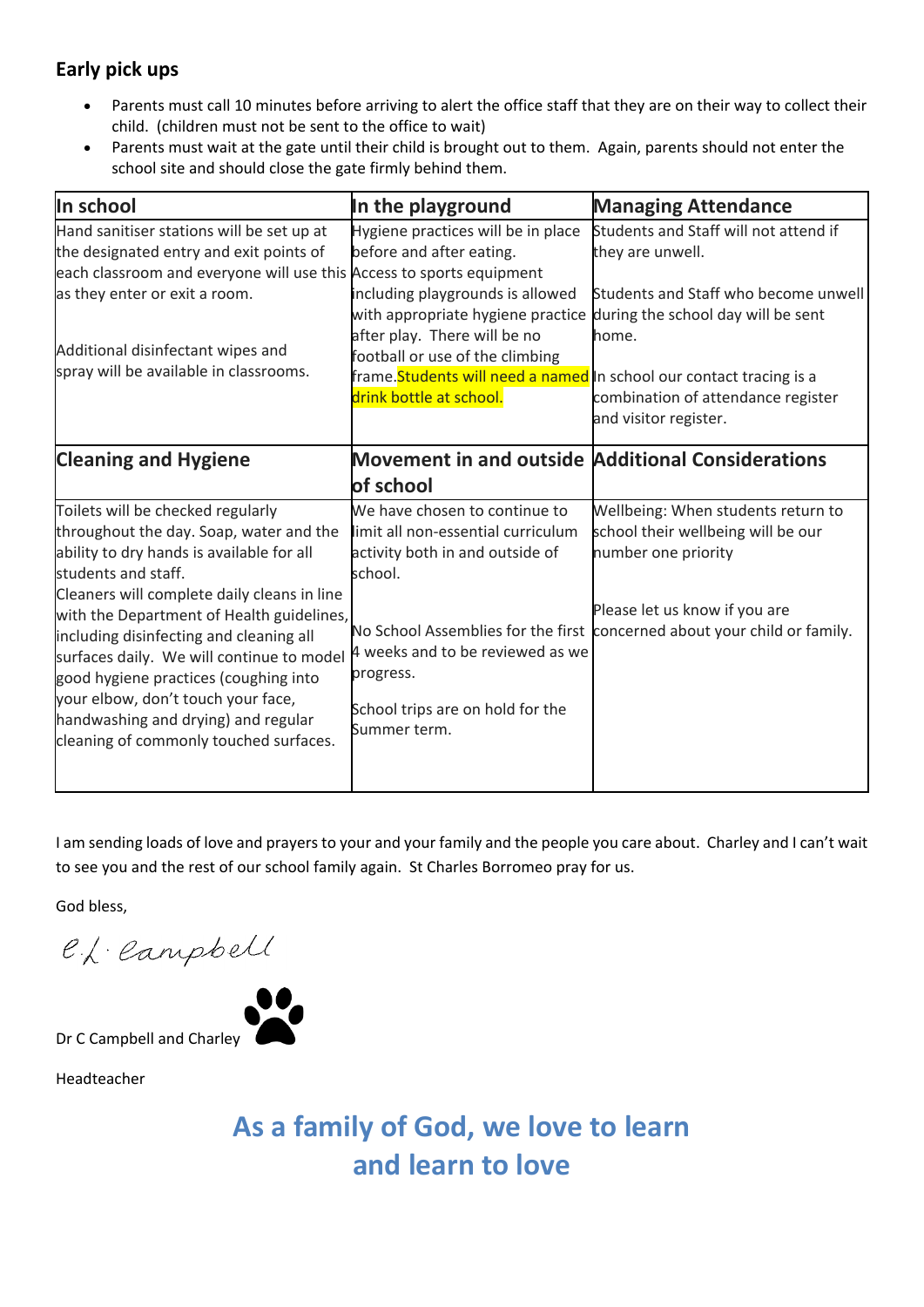## Early pick ups

- Parents must call 10 minutes before arriving to alert the office staff that they are on their way to collect their child. (children must not be sent to the office to wait)
- Parents must wait at the gate until their child is brought out to them. Again, parents should not enter the school site and should close the gate firmly behind them.

| In school | In the playground | Managing Attendance |
|---|---|---|
| Hand sanitiser stations will be set up at the designated entry and exit points of each classroom and everyone will use this as they enter or exit a room.<br><br>Additional disinfectant wipes and spray will be available in classrooms. | Hygiene practices will be in place before and after eating.<br>Access to sports equipment including playgrounds is allowed with appropriate hygiene practice after play. There will be no football or use of the climbing frame. Students will need a named drink bottle at school. | Students and Staff will not attend if they are unwell.<br><br>Students and Staff who become unwell during the school day will be sent home.<br><br>In school our contact tracing is a combination of attendance register and visitor register. |
| **Cleaning and Hygiene** | **Movement in and outside of school** | **Additional Considerations** |
| Toilets will be checked regularly throughout the day. Soap, water and the ability to dry hands is available for all students and staff.<br>Cleaners will complete daily cleans in line with the Department of Health guidelines, including disinfecting and cleaning all surfaces daily. We will continue to model good hygiene practices (coughing into your elbow, don't touch your face, handwashing and drying) and regular cleaning of commonly touched surfaces. | We have chosen to continue to limit all non-essential curriculum activity both in and outside of school.<br><br>No School Assemblies for the first 4 weeks and to be reviewed as we progress.<br><br>School trips are on hold for the Summer term. | Wellbeing: When students return to school their wellbeing will be our number one priority<br><br>Please let us know if you are concerned about your child or family. |

I am sending loads of love and prayers to your and your family and the people you care about. Charley and I can't wait to see you and the rest of our school family again. St Charles Borromeo pray for us.

God bless,

C.L. Campbell

Dr C Campbell and Charley

Headteacher

**As a family of God, we love to learn and learn to love**